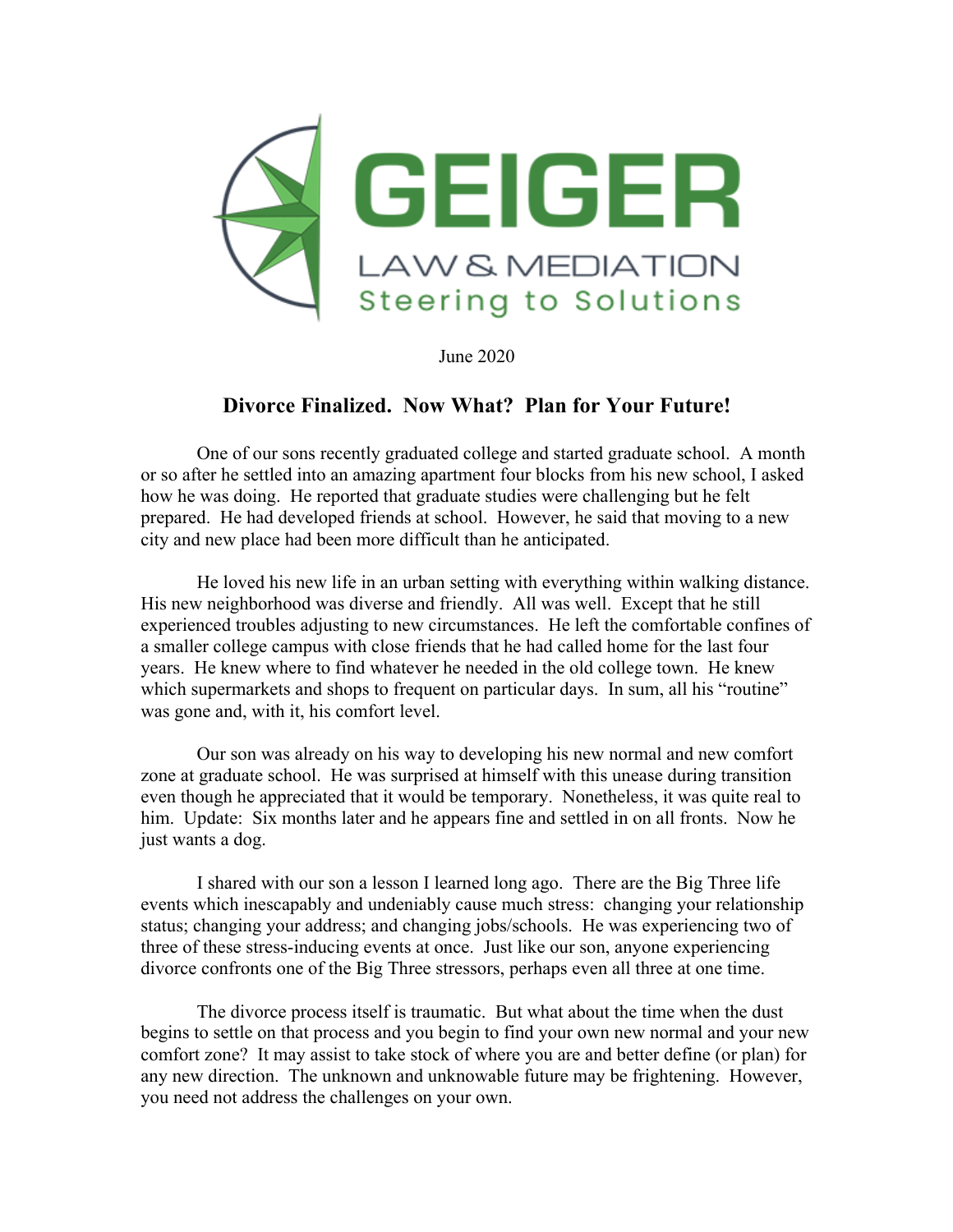GEIGER

LAW & MEDIATION

Steering to Solutions

June 2020

## Divorce Finalized. Now What? Plan for Your Future!

One of our sons recently graduated college and started graduate school. A month or so after he settled into an amazing apartment four blocks from his new school, I asked how he was doing. He reported that graduate studies were challenging but he felt prepared. He had developed friends at school. However, he said that moving to a new city and new place had been more difficult than he anticipated.

He loved his new life in an urban setting with everything within walking distance. His new neighborhood was diverse and friendly. All was well. Except that he still experienced troubles adjusting to new circumstances. He left the comfortable confines of a smaller college campus with close friends that he had called home for the last four years. He knew where to find whatever he needed in the old college town. He knew which supermarkets and shops to frequent on particular days. In sum, all his "routine" was gone and, with it, his comfort level.

Our son was already on his way to developing his new normal and new comfort zone at graduate school. He was surprised at himself with this unease during transition even though he appreciated that it would be temporary. Nonetheless, it was quite real to him. Update: Six months later and he appears fine and settled in on all fronts. Now he just wants a dog.

I shared with our son a lesson I learned long ago. There are the Big Three life events which inescapably and undeniably cause much stress: changing your relationship status; changing your address; and changing jobs/schools. He was experiencing two of three of these stress-inducing events at once. Just like our son, anyone experiencing divorce confronts one of the Big Three stressors, perhaps even all three at one time.

The divorce process itself is traumatic. But what about the time when the dust begins to settle on that process and you begin to find your own new normal and your new comfort zone? It may assist to take stock of where you are and better define (or plan) for any new direction. The unknown and unknowable future may be frightening. However, you need not address the challenges on your own.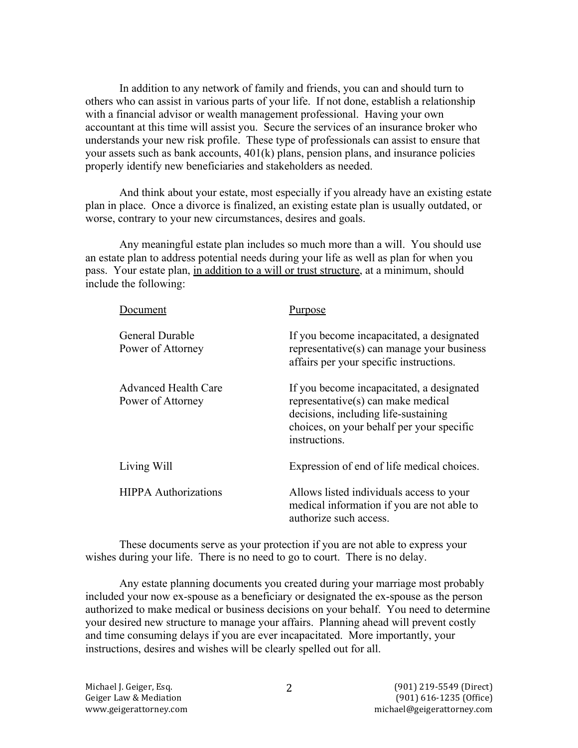In addition to any network of family and friends, you can and should turn to others who can assist in various parts of your life. If not done, establish a relationship with a financial advisor or wealth management professional. Having your own accountant at this time will assist you. Secure the services of an insurance broker who understands your new risk profile. These type of professionals can assist to ensure that your assets such as bank accounts, 401(k) plans, pension plans, and insurance policies properly identify new beneficiaries and stakeholders as needed.

And think about your estate, most especially if you already have an existing estate plan in place. Once a divorce is finalized, an existing estate plan is usually outdated, or worse, contrary to your new circumstances, desires and goals.

Any meaningful estate plan includes so much more than a will. You should use an estate plan to address potential needs during your life as well as plan for when you pass. Your estate plan, <u>in addition to a will or trust structure</u>, at a minimum, should include the following:

| Document | Purpose |
|---|---|
| General Durable Power of Attorney | If you become incapacitated, a designated representative(s) can manage your business affairs per your specific instructions. |
| Advanced Health Care Power of Attorney | If you become incapacitated, a designated representative(s) can make medical decisions, including life-sustaining choices, on your behalf per your specific instructions. |
| Living Will | Expression of end of life medical choices. |
| HIPPA Authorizations | Allows listed individuals access to your medical information if you are not able to authorize such access. |

These documents serve as your protection if you are not able to express your wishes during your life. There is no need to go to court. There is no delay.

Any estate planning documents you created during your marriage most probably included your now ex-spouse as a beneficiary or designated the ex-spouse as the person authorized to make medical or business decisions on your behalf. You need to determine your desired new structure to manage your affairs. Planning ahead will prevent costly and time consuming delays if you are ever incapacitated. More importantly, your instructions, desires and wishes will be clearly spelled out for all.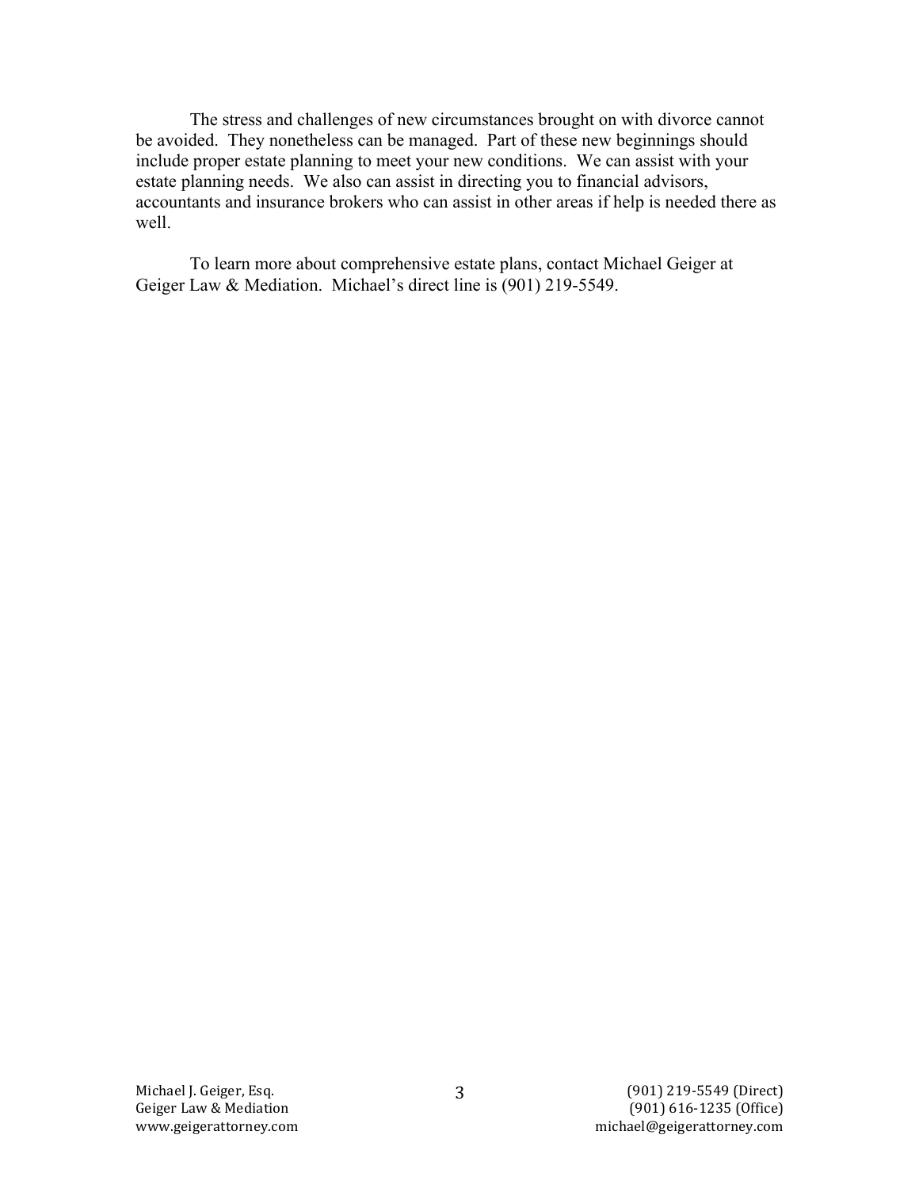The stress and challenges of new circumstances brought on with divorce cannot be avoided. They nonetheless can be managed. Part of these new beginnings should include proper estate planning to meet your new conditions. We can assist with your estate planning needs. We also can assist in directing you to financial advisors, accountants and insurance brokers who can assist in other areas if help is needed there as well.

To learn more about comprehensive estate plans, contact Michael Geiger at Geiger Law & Mediation. Michael's direct line is (901) 219-5549.